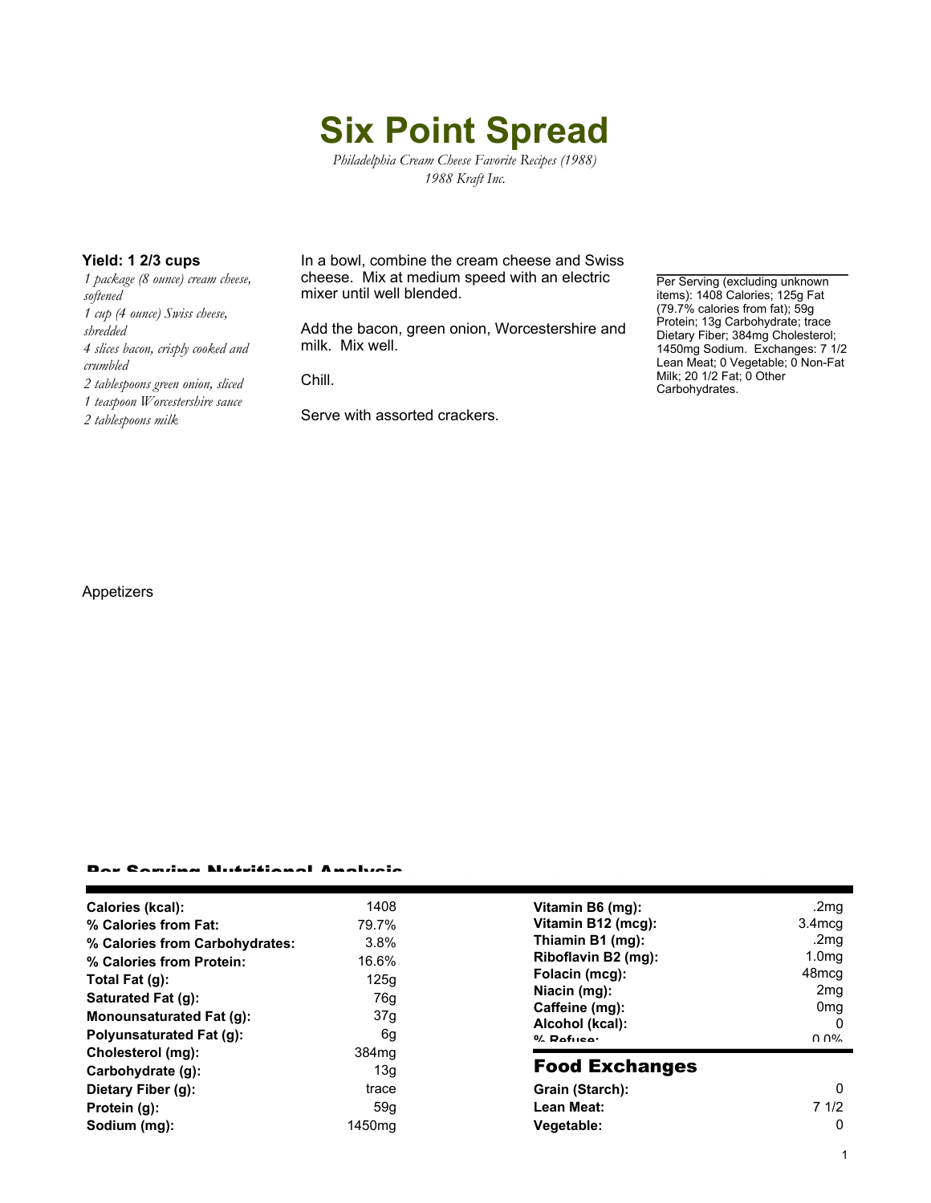# Six Point Spread

*Philadelphia Cream Cheese Favorite Recipes (1988)*
*1988 Kraft Inc.*

**Yield: 1 2/3 cups**

*1 package (8 ounce) cream cheese, softened*
*1 cup (4 ounce) Swiss cheese, shredded*
*4 slices bacon, crisply cooked and crumbled*
*2 tablespoons green onion, sliced*
*1 teaspoon Worcestershire sauce*
*2 tablespoons milk*

In a bowl, combine the cream cheese and Swiss cheese. Mix at medium speed with an electric mixer until well blended.

Add the bacon, green onion, Worcestershire and milk. Mix well.

Chill.

Serve with assorted crackers.

Per Serving (excluding unknown items): 1408 Calories; 125g Fat (79.7% calories from fat); 59g Protein; 13g Carbohydrate; trace Dietary Fiber; 384mg Cholesterol; 1450mg Sodium. Exchanges: 7 1/2 Lean Meat; 0 Vegetable; 0 Non-Fat Milk; 20 1/2 Fat; 0 Other Carbohydrates.

Appetizers

## Per Serving Nutritional Analysis

| | |
|---|---|
| **Calories (kcal):** | 1408 |
| **% Calories from Fat:** | 79.7% |
| **% Calories from Carbohydrates:** | 3.8% |
| **% Calories from Protein:** | 16.6% |
| **Total Fat (g):** | 125g |
| **Saturated Fat (g):** | 76g |
| **Monounsaturated Fat (g):** | 37g |
| **Polyunsaturated Fat (g):** | 6g |
| **Cholesterol (mg):** | 384mg |
| **Carbohydrate (g):** | 13g |
| **Dietary Fiber (g):** | trace |
| **Protein (g):** | 59g |
| **Sodium (mg):** | 1450mg |
| **Vitamin B6 (mg):** | .2mg |
| **Vitamin B12 (mcg):** | 3.4mcg |
| **Thiamin B1 (mg):** | .2mg |
| **Riboflavin B2 (mg):** | 1.0mg |
| **Folacin (mcg):** | 48mcg |
| **Niacin (mg):** | 2mg |
| **Caffeine (mg):** | 0mg |
| **Alcohol (kcal):** | 0 |
| **% Refuse:** | 0.0% |

## Food Exchanges

| | |
|---|---|
| **Grain (Starch):** | 0 |
| **Lean Meat:** | 7 1/2 |
| **Vegetable:** | 0 |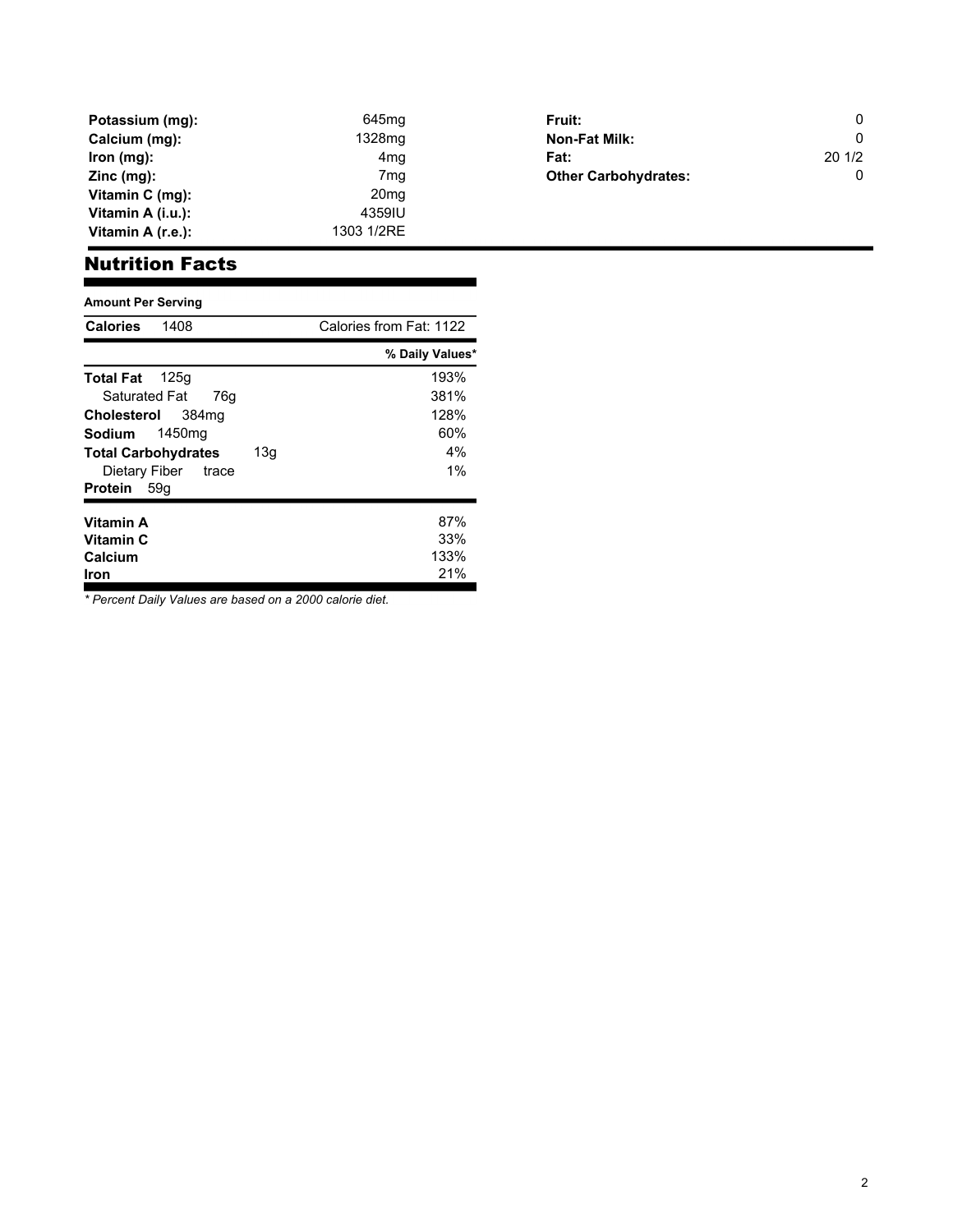| | |
|---|---|
| **Potassium (mg):** | 645mg |
| **Calcium (mg):** | 1328mg |
| **Iron (mg):** | 4mg |
| **Zinc (mg):** | 7mg |
| **Vitamin C (mg):** | 20mg |
| **Vitamin A (i.u.):** | 4359IU |
| **Vitamin A (r.e.):** | 1303 1/2RE |

| | |
|---|---|
| **Fruit:** | 0 |
| **Non-Fat Milk:** | 0 |
| **Fat:** | 20 1/2 |
| **Other Carbohydrates:** | 0 |

## Nutrition Facts

**Amount Per Serving**

| | |
|---|---|
| **Calories** 1408 | Calories from Fat: 1122 |
| | **% Daily Values*** |
| **Total Fat** 125g | 193% |
| Saturated Fat 76g | 381% |
| **Cholesterol** 384mg | 128% |
| **Sodium** 1450mg | 60% |
| **Total Carbohydrates** 13g | 4% |
| Dietary Fiber trace | 1% |
| **Protein** 59g | |
| **Vitamin A** | 87% |
| **Vitamin C** | 33% |
| **Calcium** | 133% |
| **Iron** | 21% |

*\* Percent Daily Values are based on a 2000 calorie diet.*